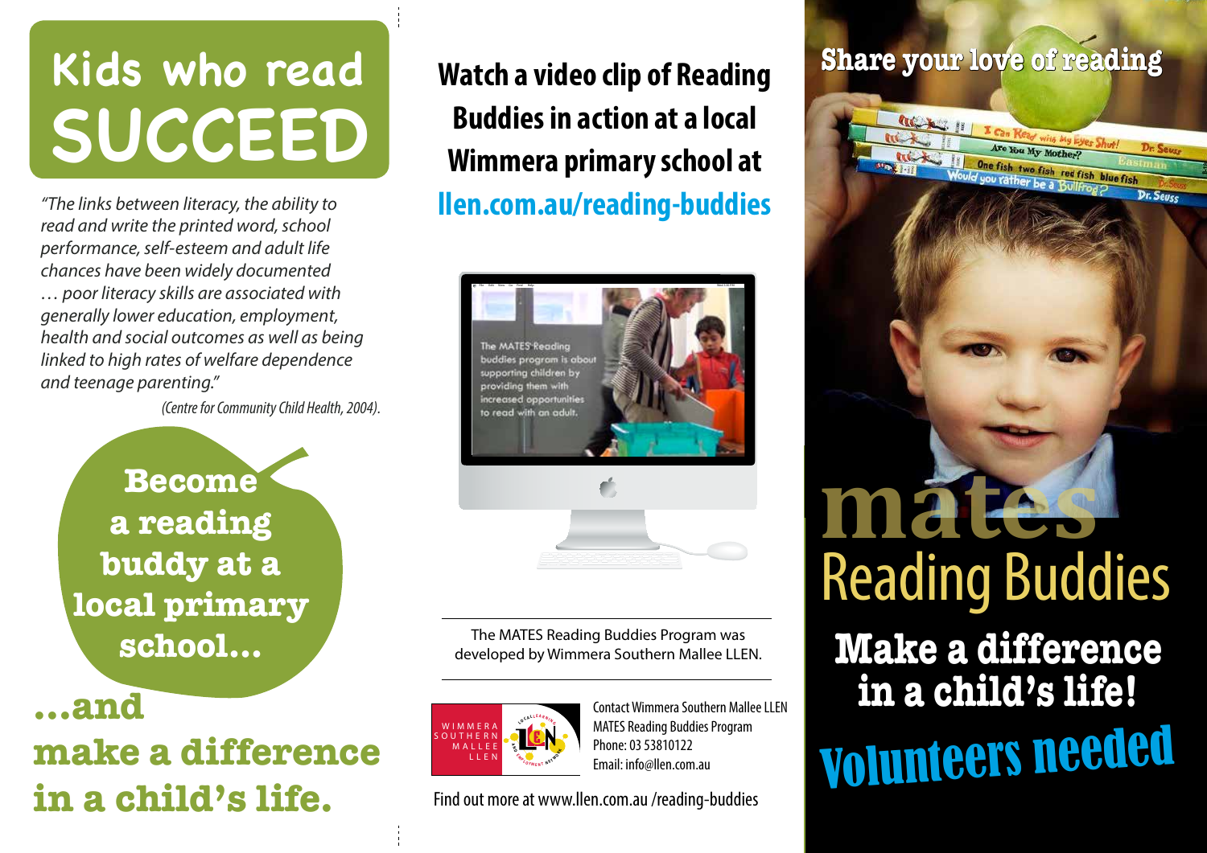# Kids who read SUCCEED

*"The links between literacy, the ability to read and write the printed word, school performance, self-esteem and adult life chances have been widely documented … poor literacy skills are associated with generally lower education, employment, health and social outcomes as well as being linked to high rates of welfare dependence and teenage parenting."*

(Centre for Community Child Health, 2004).

**Become a reading buddy at a local primary school...**

**...and make a difference in a child's life.**

## Watch a video clip of Reading Buddies in action at a local Wimmera primary school at llen.com.au/reading-buddies

The MATES Reading buddies program is about supporting children by providing them with increased opportunities to read with an adult.

The MATES Reading Buddies Program was developed by Wimmera Southern Mallee LLEN.

WIMMERA SOUTHERN MALLEE LLEN

Contact Wimmera Southern Mallee LLEN
MATES Reading Buddies Program
Phone: 03 53810122
Email: info@llen.com.au

Find out more at www.llen.com.au /reading-buddies

## Share your love of reading

# mates Reading Buddies

## Make a difference in a child's life!

## Volunteers needed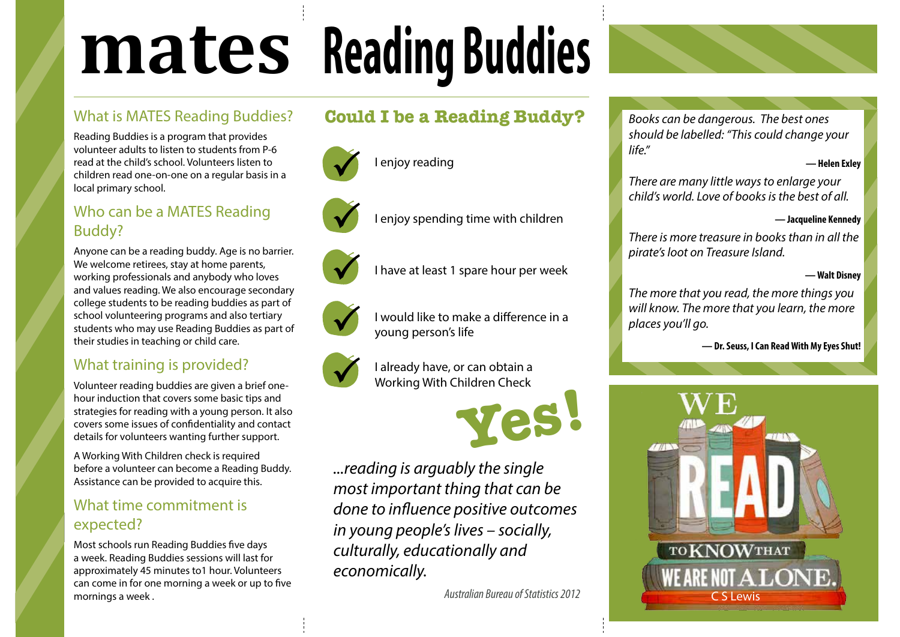# mates Reading Buddies

## What is MATES Reading Buddies?

Reading Buddies is a program that provides volunteer adults to listen to students from P-6 read at the child's school. Volunteers listen to children read one-on-one on a regular basis in a local primary school.

## Who can be a MATES Reading Buddy?

Anyone can be a reading buddy. Age is no barrier. We welcome retirees, stay at home parents, working professionals and anybody who loves and values reading. We also encourage secondary college students to be reading buddies as part of school volunteering programs and also tertiary students who may use Reading Buddies as part of their studies in teaching or child care.

## What training is provided?

Volunteer reading buddies are given a brief one-hour induction that covers some basic tips and strategies for reading with a young person. It also covers some issues of confidentiality and contact details for volunteers wanting further support.

A Working With Children check is required before a volunteer can become a Reading Buddy. Assistance can be provided to acquire this.

## What time commitment is expected?

Most schools run Reading Buddies five days a week. Reading Buddies sessions will last for approximately 45 minutes to1 hour. Volunteers can come in for one morning a week or up to five mornings a week .

## Could I be a Reading Buddy?

- ✓ I enjoy reading
- ✓ I enjoy spending time with children
- ✓ I have at least 1 spare hour per week
- ✓ I would like to make a difference in a young person's life
- ✓ I already have, or can obtain a Working With Children Check

**Yes!**

*...reading is arguably the single most important thing that can be done to influence positive outcomes in young people's lives – socially, culturally, educationally and economically.*

*Australian Bureau of Statistics 2012*

*Books can be dangerous. The best ones should be labelled: "This could change your life."*

**— Helen Exley**

*There are many little ways to enlarge your child's world. Love of books is the best of all.*

**— Jacqueline Kennedy**

*There is more treasure in books than in all the pirate's loot on Treasure Island.*

**— Walt Disney**

*The more that you read, the more things you will know. The more that you learn, the more places you'll go.*

**— Dr. Seuss, I Can Read With My Eyes Shut!**

WE READ TO KNOW THAT WE ARE NOT ALONE.

C S Lewis